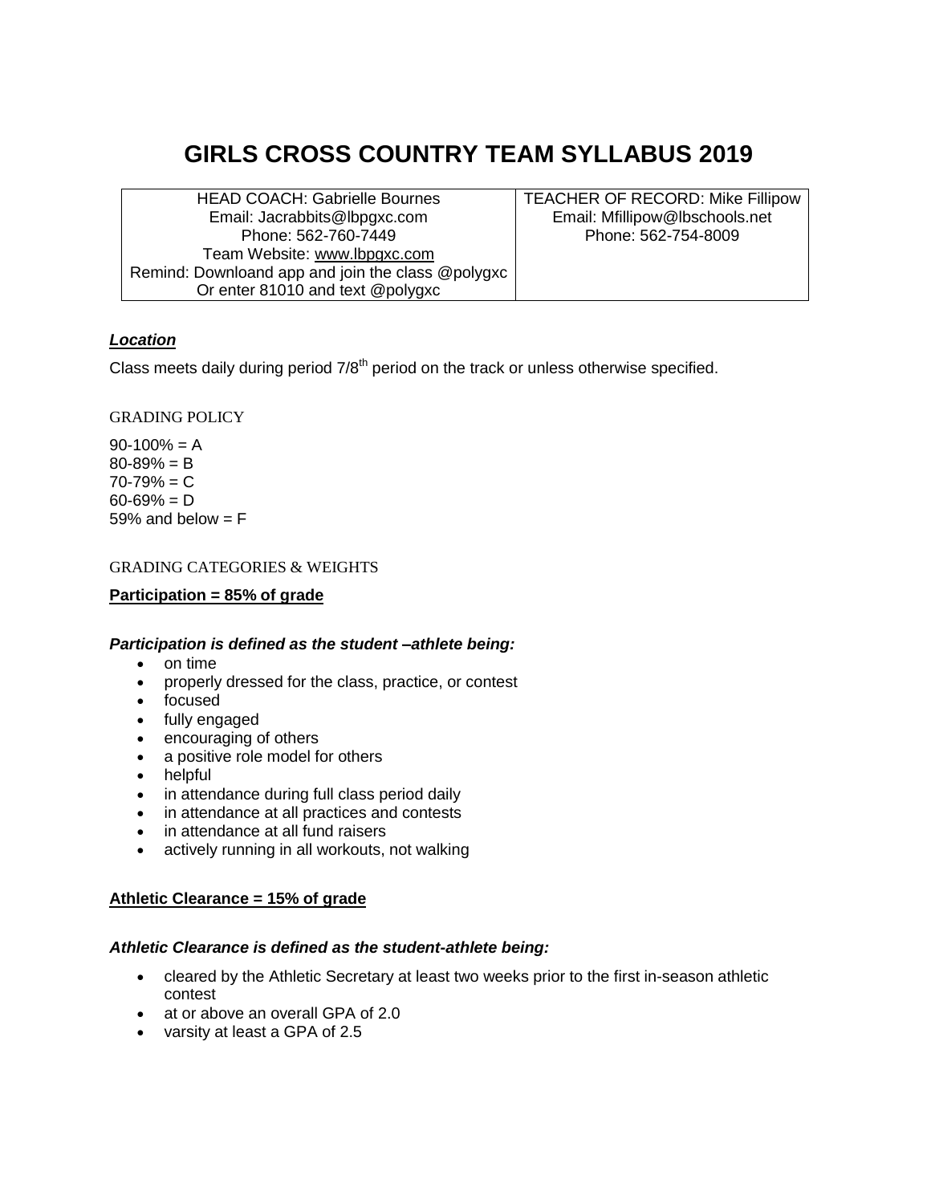# GIRLS CROSS COUNTRY TEAM SYLLABUS 2019

| HEAD COACH: Gabrielle Bournes<br>Email: Jacrabbits@lbpgxc.com<br>Phone: 562-760-7449<br>Team Website: www.lbpgxc.com<br>Remind: Downloand app and join the class @polygxc<br>Or enter 81010 and text @polygxc | TEACHER OF RECORD: Mike Fillipow<br>Email: Mfillipow@lbschools.net<br>Phone: 562-754-8009 |
|---|---|

***Location***

Class meets daily during period 7/8th period on the track or unless otherwise specified.

GRADING POLICY

90-100% = A
80-89% = B
70-79% = C
60-69% = D
59% and below = F

GRADING CATEGORIES & WEIGHTS

**Participation = 85% of grade**

***Participation is defined as the student –athlete being:***

- on time
- properly dressed for the class, practice, or contest
- focused
- fully engaged
- encouraging of others
- a positive role model for others
- helpful
- in attendance during full class period daily
- in attendance at all practices and contests
- in attendance at all fund raisers
- actively running in all workouts, not walking

**Athletic Clearance = 15% of grade**

***Athletic Clearance is defined as the student-athlete being:***

- cleared by the Athletic Secretary at least two weeks prior to the first in-season athletic contest
- at or above an overall GPA of 2.0
- varsity at least a GPA of 2.5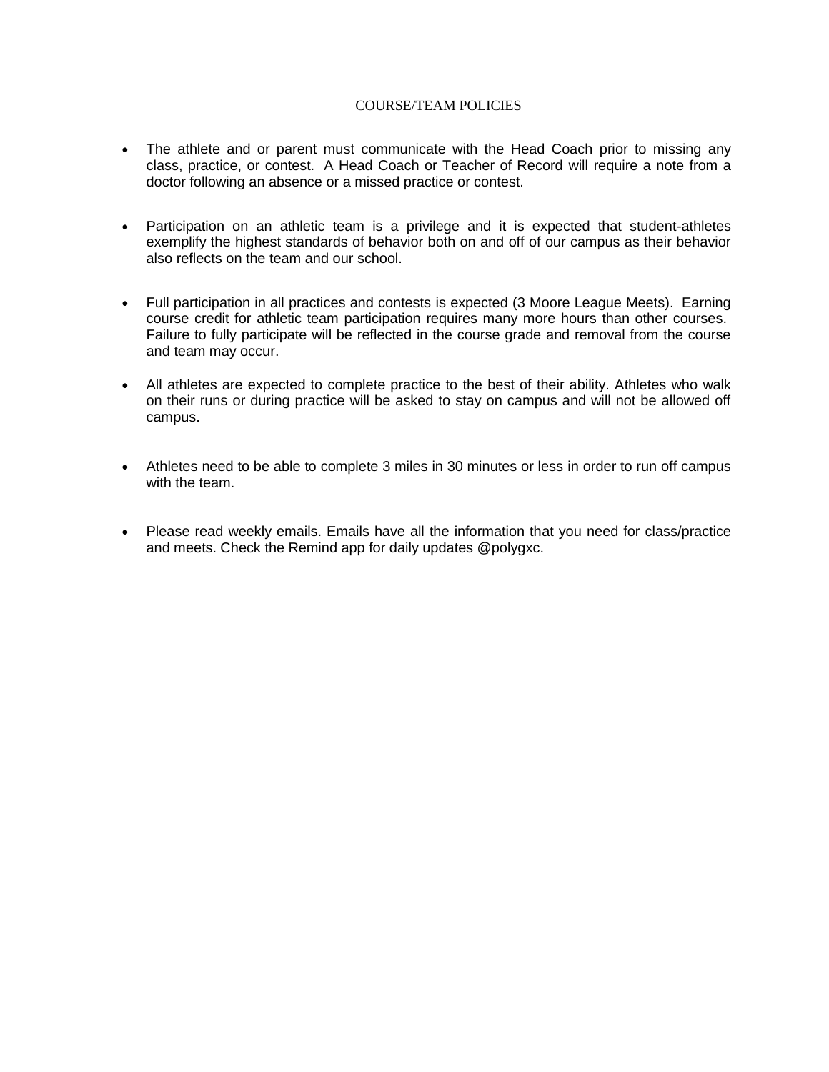## COURSE/TEAM POLICIES

- The athlete and or parent must communicate with the Head Coach prior to missing any class, practice, or contest. A Head Coach or Teacher of Record will require a note from a doctor following an absence or a missed practice or contest.

- Participation on an athletic team is a privilege and it is expected that student-athletes exemplify the highest standards of behavior both on and off of our campus as their behavior also reflects on the team and our school.

- Full participation in all practices and contests is expected (3 Moore League Meets). Earning course credit for athletic team participation requires many more hours than other courses. Failure to fully participate will be reflected in the course grade and removal from the course and team may occur.

- All athletes are expected to complete practice to the best of their ability. Athletes who walk on their runs or during practice will be asked to stay on campus and will not be allowed off campus.

- Athletes need to be able to complete 3 miles in 30 minutes or less in order to run off campus with the team.

- Please read weekly emails. Emails have all the information that you need for class/practice and meets. Check the Remind app for daily updates @polygxc.